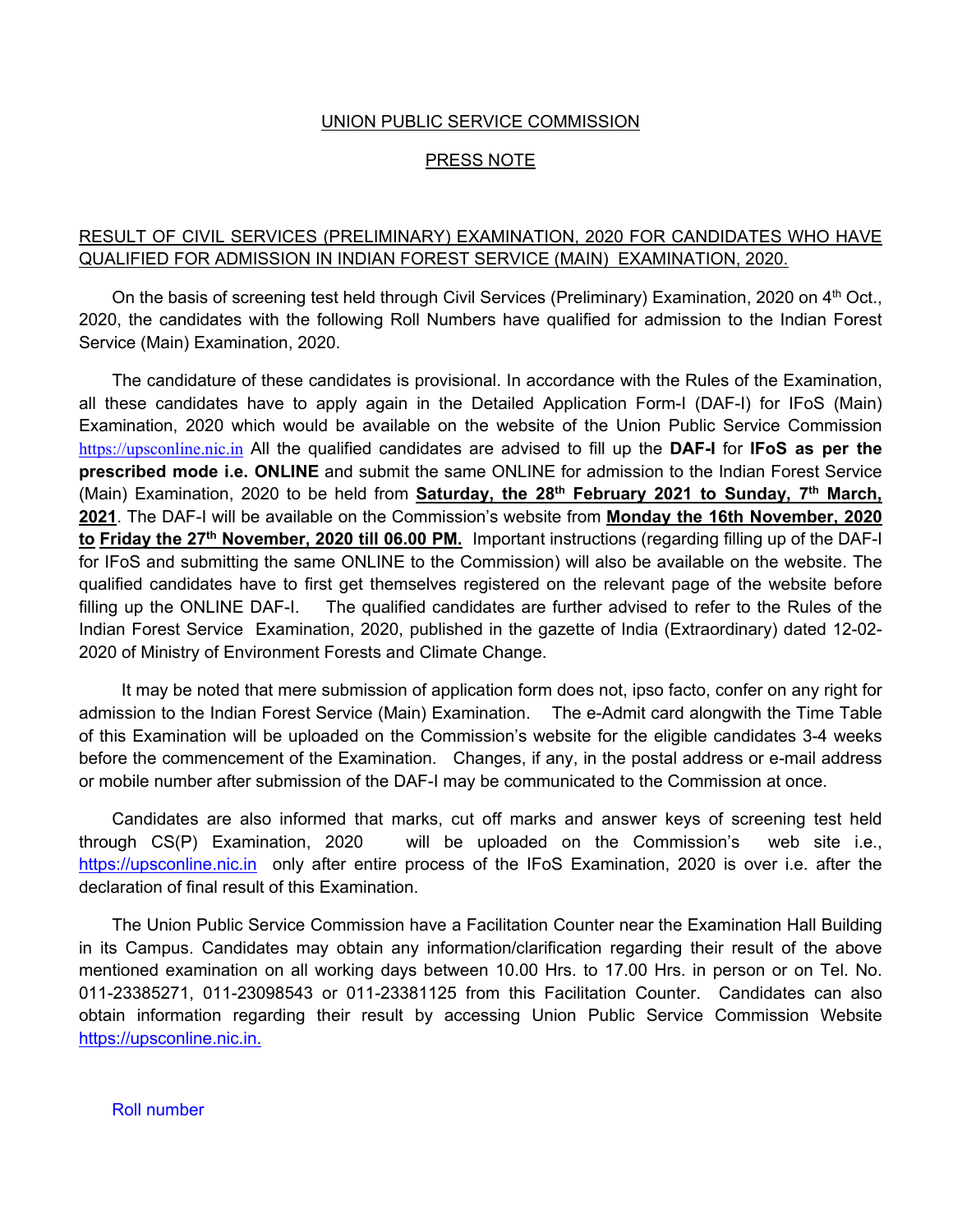UNION PUBLIC SERVICE COMMISSION

PRESS NOTE

RESULT OF CIVIL SERVICES (PRELIMINARY) EXAMINATION, 2020 FOR CANDIDATES WHO HAVE QUALIFIED FOR ADMISSION IN INDIAN FOREST SERVICE (MAIN) EXAMINATION, 2020.

On the basis of screening test held through Civil Services (Preliminary) Examination, 2020 on 4th Oct., 2020, the candidates with the following Roll Numbers have qualified for admission to the Indian Forest Service (Main) Examination, 2020.

The candidature of these candidates is provisional. In accordance with the Rules of the Examination, all these candidates have to apply again in the Detailed Application Form-I (DAF-I) for IFoS (Main) Examination, 2020 which would be available on the website of the Union Public Service Commission https://upsconline.nic.in All the qualified candidates are advised to fill up the **DAF-I** for **IFoS as per the prescribed mode i.e. ONLINE** and submit the same ONLINE for admission to the Indian Forest Service (Main) Examination, 2020 to be held from **Saturday, the 28th February 2021 to Sunday, 7th March, 2021**. The DAF-I will be available on the Commission's website from **Monday the 16th November, 2020 to Friday the 27th November, 2020 till 06.00 PM.** Important instructions (regarding filling up of the DAF-I for IFoS and submitting the same ONLINE to the Commission) will also be available on the website. The qualified candidates have to first get themselves registered on the relevant page of the website before filling up the ONLINE DAF-I. The qualified candidates are further advised to refer to the Rules of the Indian Forest Service Examination, 2020, published in the gazette of India (Extraordinary) dated 12-02-2020 of Ministry of Environment Forests and Climate Change.

It may be noted that mere submission of application form does not, ipso facto, confer on any right for admission to the Indian Forest Service (Main) Examination. The e-Admit card alongwith the Time Table of this Examination will be uploaded on the Commission's website for the eligible candidates 3-4 weeks before the commencement of the Examination. Changes, if any, in the postal address or e-mail address or mobile number after submission of the DAF-I may be communicated to the Commission at once.

Candidates are also informed that marks, cut off marks and answer keys of screening test held through CS(P) Examination, 2020 will be uploaded on the Commission's web site i.e., https://upsconline.nic.in only after entire process of the IFoS Examination, 2020 is over i.e. after the declaration of final result of this Examination.

The Union Public Service Commission have a Facilitation Counter near the Examination Hall Building in its Campus. Candidates may obtain any information/clarification regarding their result of the above mentioned examination on all working days between 10.00 Hrs. to 17.00 Hrs. in person or on Tel. No. 011-23385271, 011-23098543 or 011-23381125 from this Facilitation Counter. Candidates can also obtain information regarding their result by accessing Union Public Service Commission Website https://upsconline.nic.in.

Roll number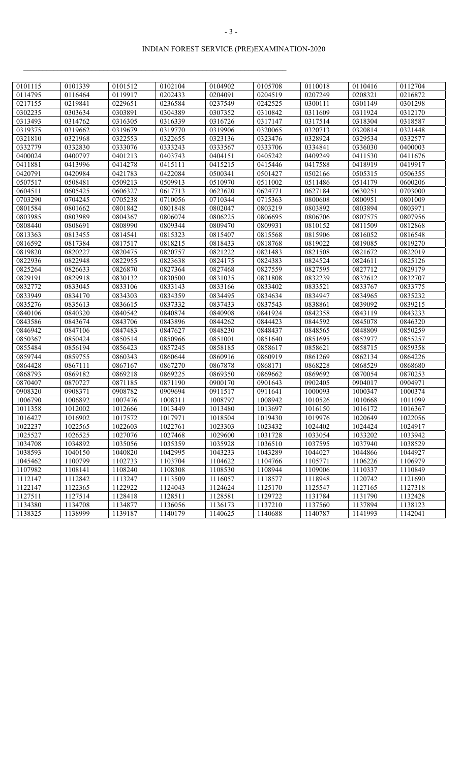# INDIAN FOREST SERVICE (PRE)EXAMINATION-2020

| | | | | | | | | |
|---|---|---|---|---|---|---|---|---|
| 0101115 | 0101339 | 0101512 | 0102104 | 0104902 | 0105708 | 0110018 | 0110416 | 0112704 |
| 0114795 | 0116464 | 0119917 | 0202433 | 0204091 | 0204519 | 0207249 | 0208321 | 0216872 |
| 0217155 | 0219841 | 0229651 | 0236584 | 0237549 | 0242525 | 0300111 | 0301149 | 0301298 |
| 0302235 | 0303634 | 0303891 | 0304389 | 0307352 | 0310842 | 0311609 | 0311924 | 0312170 |
| 0313493 | 0314762 | 0316305 | 0316339 | 0316726 | 0317147 | 0317514 | 0318304 | 0318587 |
| 0319375 | 0319662 | 0319679 | 0319770 | 0319906 | 0320065 | 0320713 | 0320814 | 0321448 |
| 0321810 | 0321968 | 0322553 | 0322655 | 0323136 | 0323476 | 0328924 | 0329534 | 0332577 |
| 0332779 | 0332830 | 0333076 | 0333243 | 0333567 | 0333706 | 0334841 | 0336030 | 0400003 |
| 0400024 | 0400797 | 0401213 | 0403743 | 0404151 | 0405242 | 0409249 | 0411530 | 0411676 |
| 0411881 | 0413996 | 0414278 | 0415111 | 0415215 | 0415446 | 0417588 | 0418919 | 0419917 |
| 0420791 | 0420984 | 0421783 | 0422084 | 0500341 | 0501427 | 0502166 | 0505315 | 0506355 |
| 0507517 | 0508481 | 0509213 | 0509913 | 0510970 | 0511002 | 0511486 | 0514179 | 0600206 |
| 0604511 | 0605425 | 0606327 | 0617713 | 0623620 | 0624771 | 0627184 | 0630251 | 0703000 |
| 0703290 | 0704245 | 0705238 | 0710056 | 0710344 | 0715363 | 0800608 | 0800951 | 0801009 |
| 0801584 | 0801662 | 0801842 | 0801848 | 0802047 | 0803219 | 0803892 | 0803894 | 0803971 |
| 0803985 | 0803989 | 0804367 | 0806074 | 0806225 | 0806695 | 0806706 | 0807575 | 0807956 |
| 0808440 | 0808691 | 0808990 | 0809344 | 0809470 | 0809931 | 0810152 | 0811509 | 0812868 |
| 0813363 | 0813455 | 0814541 | 0815323 | 0815407 | 0815568 | 0815906 | 0816052 | 0816548 |
| 0816592 | 0817384 | 0817517 | 0818215 | 0818433 | 0818768 | 0819022 | 0819085 | 0819270 |
| 0819820 | 0820227 | 0820475 | 0820757 | 0821222 | 0821483 | 0821508 | 0821672 | 0822019 |
| 0822936 | 0822948 | 0822955 | 0823638 | 0824175 | 0824383 | 0824524 | 0824611 | 0825126 |
| 0825264 | 0826633 | 0826870 | 0827364 | 0827468 | 0827559 | 0827595 | 0827712 | 0829179 |
| 0829191 | 0829918 | 0830132 | 0830500 | 0831035 | 0831808 | 0832239 | 0832612 | 0832707 |
| 0832772 | 0833045 | 0833106 | 0833143 | 0833166 | 0833402 | 0833521 | 0833767 | 0833775 |
| 0833949 | 0834170 | 0834303 | 0834359 | 0834495 | 0834634 | 0834947 | 0834965 | 0835232 |
| 0835276 | 0835613 | 0836615 | 0837332 | 0837433 | 0837543 | 0838861 | 0839092 | 0839215 |
| 0840106 | 0840320 | 0840542 | 0840874 | 0840908 | 0841924 | 0842358 | 0843119 | 0843233 |
| 0843586 | 0843674 | 0843706 | 0843896 | 0844262 | 0844423 | 0844592 | 0845078 | 0846320 |
| 0846942 | 0847106 | 0847483 | 0847627 | 0848230 | 0848437 | 0848565 | 0848809 | 0850259 |
| 0850367 | 0850424 | 0850514 | 0850966 | 0851001 | 0851640 | 0851695 | 0852977 | 0855257 |
| 0855484 | 0856194 | 0856423 | 0857245 | 0858185 | 0858617 | 0858621 | 0858715 | 0859358 |
| 0859744 | 0859755 | 0860343 | 0860644 | 0860916 | 0860919 | 0861269 | 0862134 | 0864226 |
| 0864428 | 0867111 | 0867167 | 0867270 | 0867878 | 0868171 | 0868228 | 0868529 | 0868680 |
| 0868793 | 0869182 | 0869218 | 0869225 | 0869350 | 0869662 | 0869692 | 0870054 | 0870253 |
| 0870407 | 0870727 | 0871185 | 0871190 | 0900170 | 0901643 | 0902405 | 0904017 | 0904971 |
| 0908320 | 0908371 | 0908782 | 0909694 | 0911517 | 0911641 | 1000093 | 1000347 | 1000374 |
| 1006790 | 1006892 | 1007476 | 1008311 | 1008797 | 1008942 | 1010526 | 1010668 | 1011099 |
| 1011358 | 1012002 | 1012666 | 1013449 | 1013480 | 1013697 | 1016150 | 1016172 | 1016367 |
| 1016427 | 1016902 | 1017572 | 1017971 | 1018504 | 1019430 | 1019976 | 1020649 | 1022056 |
| 1022237 | 1022565 | 1022603 | 1022761 | 1023303 | 1023432 | 1024402 | 1024424 | 1024917 |
| 1025527 | 1026525 | 1027076 | 1027468 | 1029600 | 1031728 | 1033054 | 1033202 | 1033942 |
| 1034708 | 1034892 | 1035056 | 1035359 | 1035928 | 1036510 | 1037595 | 1037940 | 1038529 |
| 1038593 | 1040150 | 1040820 | 1042995 | 1043233 | 1043289 | 1044027 | 1044866 | 1044927 |
| 1045462 | 1100799 | 1102733 | 1103704 | 1104622 | 1104766 | 1105771 | 1106226 | 1106979 |
| 1107982 | 1108141 | 1108240 | 1108308 | 1108530 | 1108944 | 1109006 | 1110337 | 1110849 |
| 1112147 | 1112842 | 1113247 | 1113509 | 1116057 | 1118577 | 1118948 | 1120742 | 1121690 |
| 1122147 | 1122365 | 1122922 | 1124043 | 1124624 | 1125170 | 1125547 | 1127165 | 1127318 |
| 1127511 | 1127514 | 1128418 | 1128511 | 1128581 | 1129722 | 1131784 | 1131790 | 1132428 |
| 1134380 | 1134708 | 1134877 | 1136056 | 1136173 | 1137210 | 1137560 | 1137894 | 1138123 |
| 1138325 | 1138999 | 1139187 | 1140179 | 1140625 | 1140688 | 1140787 | 1141993 | 1142041 |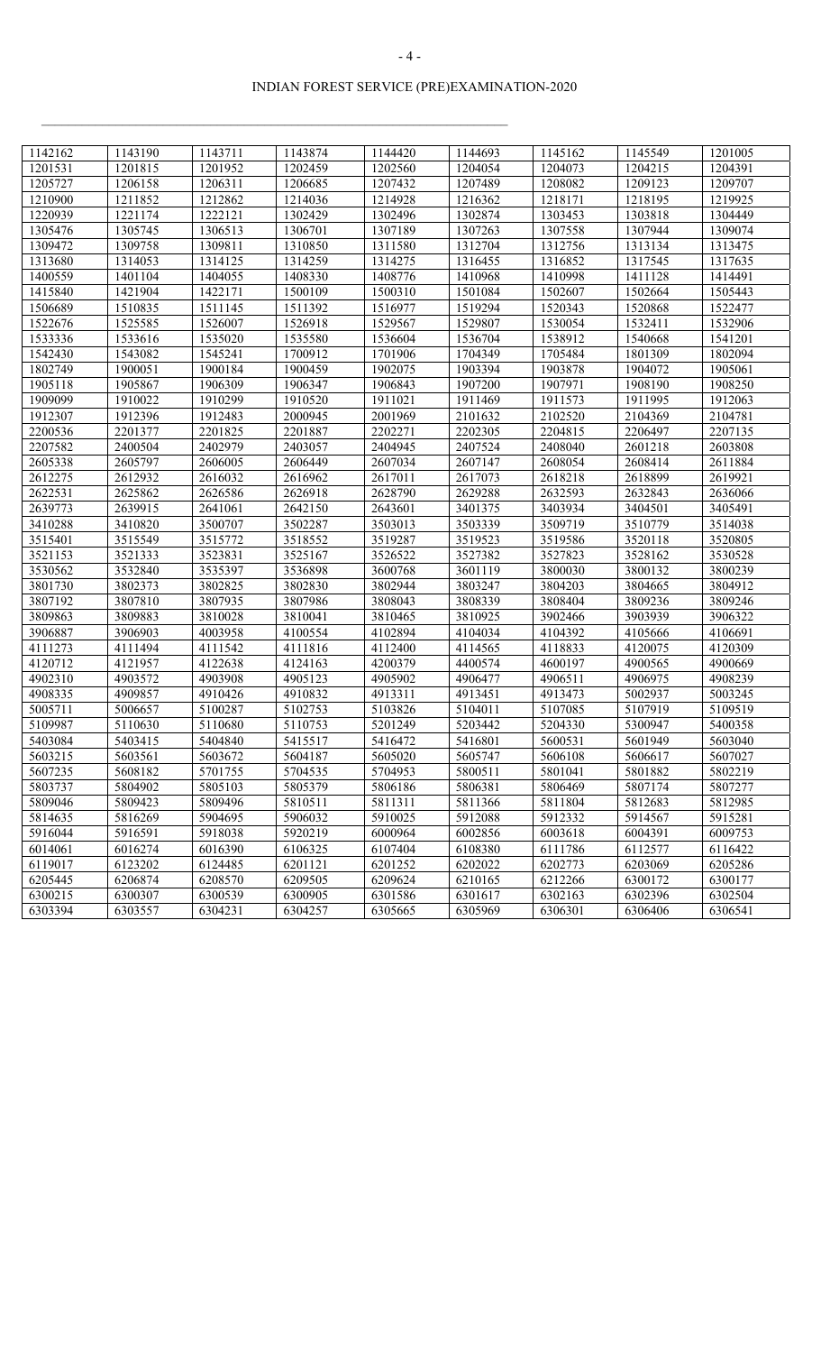# INDIAN FOREST SERVICE (PRE)EXAMINATION-2020

| | | | | | | | | |
|---|---|---|---|---|---|---|---|---|
| 1142162 | 1143190 | 1143711 | 1143874 | 1144420 | 1144693 | 1145162 | 1145549 | 1201005 |
| 1201531 | 1201815 | 1201952 | 1202459 | 1202560 | 1204054 | 1204073 | 1204215 | 1204391 |
| 1205727 | 1206158 | 1206311 | 1206685 | 1207432 | 1207489 | 1208082 | 1209123 | 1209707 |
| 1210900 | 1211852 | 1212862 | 1214036 | 1214928 | 1216362 | 1218171 | 1218195 | 1219925 |
| 1220939 | 1221174 | 1222121 | 1302429 | 1302496 | 1302874 | 1303453 | 1303818 | 1304449 |
| 1305476 | 1305745 | 1306513 | 1306701 | 1307189 | 1307263 | 1307558 | 1307944 | 1309074 |
| 1309472 | 1309758 | 1309811 | 1310850 | 1311580 | 1312704 | 1312756 | 1313134 | 1313475 |
| 1313680 | 1314053 | 1314125 | 1314259 | 1314275 | 1316455 | 1316852 | 1317545 | 1317635 |
| 1400559 | 1401104 | 1404055 | 1408330 | 1408776 | 1410968 | 1410998 | 1411128 | 1414491 |
| 1415840 | 1421904 | 1422171 | 1500109 | 1500310 | 1501084 | 1502607 | 1502664 | 1505443 |
| 1506689 | 1510835 | 1511145 | 1511392 | 1516977 | 1519294 | 1520343 | 1520868 | 1522477 |
| 1522676 | 1525585 | 1526007 | 1526918 | 1529567 | 1529807 | 1530054 | 1532411 | 1532906 |
| 1533336 | 1533616 | 1535020 | 1535580 | 1536604 | 1536704 | 1538912 | 1540668 | 1541201 |
| 1542430 | 1543082 | 1545241 | 1700912 | 1701906 | 1704349 | 1705484 | 1801309 | 1802094 |
| 1802749 | 1900051 | 1900184 | 1900459 | 1902075 | 1903394 | 1903878 | 1904072 | 1905061 |
| 1905118 | 1905867 | 1906309 | 1906347 | 1906843 | 1907200 | 1907971 | 1908190 | 1908250 |
| 1909099 | 1910022 | 1910299 | 1910520 | 1911021 | 1911469 | 1911573 | 1911995 | 1912063 |
| 1912307 | 1912396 | 1912483 | 2000945 | 2001969 | 2101632 | 2102520 | 2104369 | 2104781 |
| 2200536 | 2201377 | 2201825 | 2201887 | 2202271 | 2202305 | 2204815 | 2206497 | 2207135 |
| 2207582 | 2400504 | 2402979 | 2403057 | 2404945 | 2407524 | 2408040 | 2601218 | 2603808 |
| 2605338 | 2605797 | 2606005 | 2606449 | 2607034 | 2607147 | 2608054 | 2608414 | 2611884 |
| 2612275 | 2612932 | 2616032 | 2616962 | 2617011 | 2617073 | 2618218 | 2618899 | 2619921 |
| 2622531 | 2625862 | 2626586 | 2626918 | 2628790 | 2629288 | 2632593 | 2632843 | 2636066 |
| 2639773 | 2639915 | 2641061 | 2642150 | 2643601 | 3401375 | 3403934 | 3404501 | 3405491 |
| 3410288 | 3410820 | 3500707 | 3502287 | 3503013 | 3503339 | 3509719 | 3510779 | 3514038 |
| 3515401 | 3515549 | 3515772 | 3518552 | 3519287 | 3519523 | 3519586 | 3520118 | 3520805 |
| 3521153 | 3521333 | 3523831 | 3525167 | 3526522 | 3527382 | 3527823 | 3528162 | 3530528 |
| 3530562 | 3532840 | 3535397 | 3536898 | 3600768 | 3601119 | 3800030 | 3800132 | 3800239 |
| 3801730 | 3802373 | 3802825 | 3802830 | 3802944 | 3803247 | 3804203 | 3804665 | 3804912 |
| 3807192 | 3807810 | 3807935 | 3807986 | 3808043 | 3808339 | 3808404 | 3809236 | 3809246 |
| 3809863 | 3809883 | 3810028 | 3810041 | 3810465 | 3810925 | 3902466 | 3903939 | 3906322 |
| 3906887 | 3906903 | 4003958 | 4100554 | 4102894 | 4104034 | 4104392 | 4105666 | 4106691 |
| 4111273 | 4111494 | 4111542 | 4111816 | 4112400 | 4114565 | 4118833 | 4120075 | 4120309 |
| 4120712 | 4121957 | 4122638 | 4124163 | 4200379 | 4400574 | 4600197 | 4900565 | 4900669 |
| 4902310 | 4903572 | 4903908 | 4905123 | 4905902 | 4906477 | 4906511 | 4906975 | 4908239 |
| 4908335 | 4909857 | 4910426 | 4910832 | 4913311 | 4913451 | 4913473 | 5002937 | 5003245 |
| 5005711 | 5006657 | 5100287 | 5102753 | 5103826 | 5104011 | 5107085 | 5107919 | 5109519 |
| 5109987 | 5110630 | 5110680 | 5110753 | 5201249 | 5203442 | 5204330 | 5300947 | 5400358 |
| 5403084 | 5403415 | 5404840 | 5415517 | 5416472 | 5416801 | 5600531 | 5601949 | 5603040 |
| 5603215 | 5603561 | 5603672 | 5604187 | 5605020 | 5605747 | 5606108 | 5606617 | 5607027 |
| 5607235 | 5608182 | 5701755 | 5704535 | 5704953 | 5800511 | 5801041 | 5801882 | 5802219 |
| 5803737 | 5804902 | 5805103 | 5805379 | 5806186 | 5806381 | 5806469 | 5807174 | 5807277 |
| 5809046 | 5809423 | 5809496 | 5810511 | 5811311 | 5811366 | 5811804 | 5812683 | 5812985 |
| 5814635 | 5816269 | 5904695 | 5906032 | 5910025 | 5912088 | 5912332 | 5914567 | 5915281 |
| 5916044 | 5916591 | 5918038 | 5920219 | 6000964 | 6002856 | 6003618 | 6004391 | 6009753 |
| 6014061 | 6016274 | 6016390 | 6106325 | 6107404 | 6108380 | 6111786 | 6112577 | 6116422 |
| 6119017 | 6123202 | 6124485 | 6201121 | 6201252 | 6202022 | 6202773 | 6203069 | 6205286 |
| 6205445 | 6206874 | 6208570 | 6209505 | 6209624 | 6210165 | 6212266 | 6300172 | 6300177 |
| 6300215 | 6300307 | 6300539 | 6300905 | 6301586 | 6301617 | 6302163 | 6302396 | 6302504 |
| 6303394 | 6303557 | 6304231 | 6304257 | 6305665 | 6305969 | 6306301 | 6306406 | 6306541 |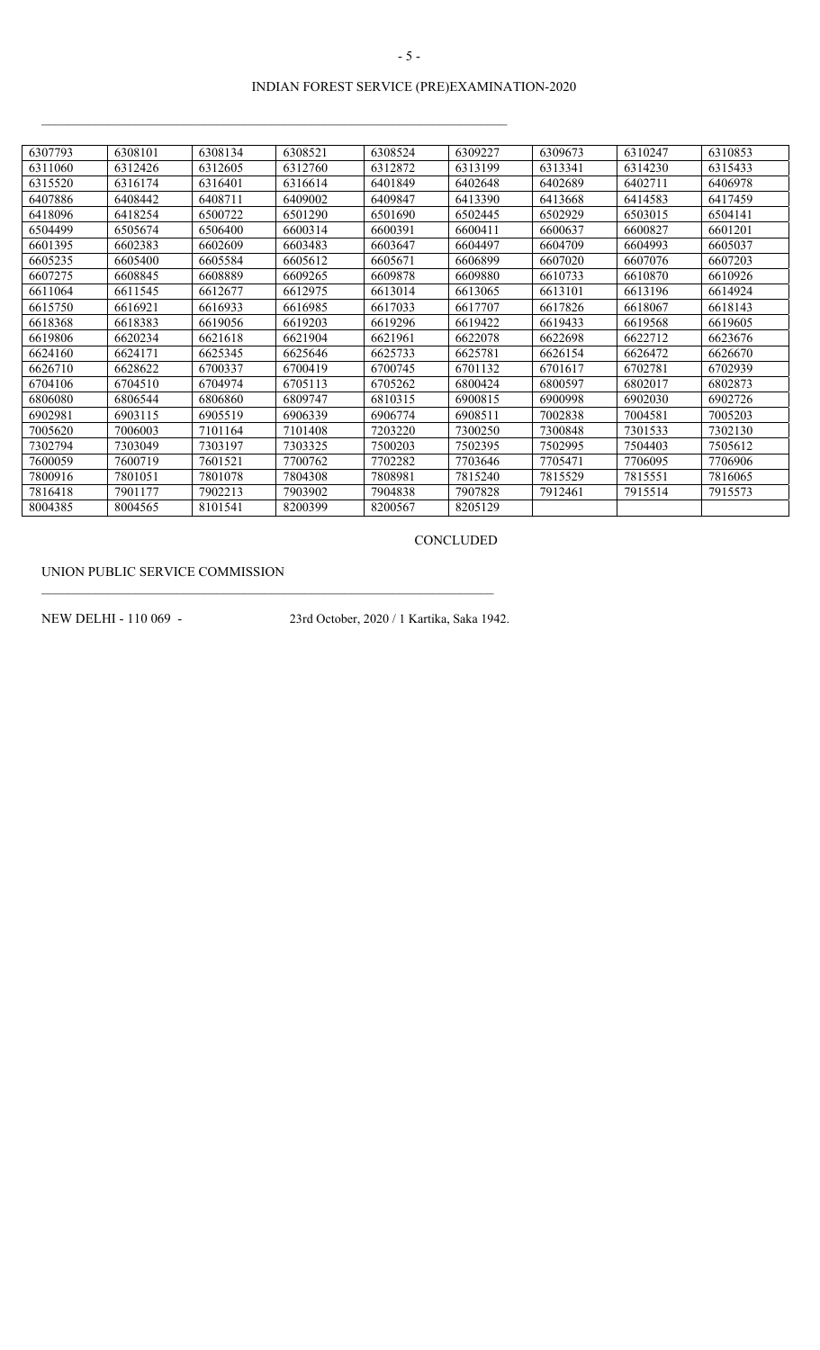# INDIAN FOREST SERVICE (PRE)EXAMINATION-2020

| | | | | | | | | |
|---|---|---|---|---|---|---|---|---|
| 6307793 | 6308101 | 6308134 | 6308521 | 6308524 | 6309227 | 6309673 | 6310247 | 6310853 |
| 6311060 | 6312426 | 6312605 | 6312760 | 6312872 | 6313199 | 6313341 | 6314230 | 6315433 |
| 6315520 | 6316174 | 6316401 | 6316614 | 6401849 | 6402648 | 6402689 | 6402711 | 6406978 |
| 6407886 | 6408442 | 6408711 | 6409002 | 6409847 | 6413390 | 6413668 | 6414583 | 6417459 |
| 6418096 | 6418254 | 6500722 | 6501290 | 6501690 | 6502445 | 6502929 | 6503015 | 6504141 |
| 6504499 | 6505674 | 6506400 | 6600314 | 6600391 | 6600411 | 6600637 | 6600827 | 6601201 |
| 6601395 | 6602383 | 6602609 | 6603483 | 6603647 | 6604497 | 6604709 | 6604993 | 6605037 |
| 6605235 | 6605400 | 6605584 | 6605612 | 6605671 | 6606899 | 6607020 | 6607076 | 6607203 |
| 6607275 | 6608845 | 6608889 | 6609265 | 6609878 | 6609880 | 6610733 | 6610870 | 6610926 |
| 6611064 | 6611545 | 6612677 | 6612975 | 6613014 | 6613065 | 6613101 | 6613196 | 6614924 |
| 6615750 | 6616921 | 6616933 | 6616985 | 6617033 | 6617707 | 6617826 | 6618067 | 6618143 |
| 6618368 | 6618383 | 6619056 | 6619203 | 6619296 | 6619422 | 6619433 | 6619568 | 6619605 |
| 6619806 | 6620234 | 6621618 | 6621904 | 6621961 | 6622078 | 6622698 | 6622712 | 6623676 |
| 6624160 | 6624171 | 6625345 | 6625646 | 6625733 | 6625781 | 6626154 | 6626472 | 6626670 |
| 6626710 | 6628622 | 6700337 | 6700419 | 6700745 | 6701132 | 6701617 | 6702781 | 6702939 |
| 6704106 | 6704510 | 6704974 | 6705113 | 6705262 | 6800424 | 6800597 | 6802017 | 6802873 |
| 6806080 | 6806544 | 6806860 | 6809747 | 6810315 | 6900815 | 6900998 | 6902030 | 6902726 |
| 6902981 | 6903115 | 6905519 | 6906339 | 6906774 | 6908511 | 7002838 | 7004581 | 7005203 |
| 7005620 | 7006003 | 7101164 | 7101408 | 7203220 | 7300250 | 7300848 | 7301533 | 7302130 |
| 7302794 | 7303049 | 7303197 | 7303325 | 7500203 | 7502395 | 7502995 | 7504403 | 7505612 |
| 7600059 | 7600719 | 7601521 | 7700762 | 7702282 | 7703646 | 7705471 | 7706095 | 7706906 |
| 7800916 | 7801051 | 7801078 | 7804308 | 7808981 | 7815240 | 7815529 | 7815551 | 7816065 |
| 7816418 | 7901177 | 7902213 | 7903902 | 7904838 | 7907828 | 7912461 | 7915514 | 7915573 |
| 8004385 | 8004565 | 8101541 | 8200399 | 8200567 | 8205129 | | | |

CONCLUDED

UNION PUBLIC SERVICE COMMISSION

NEW DELHI - 110 069 - 23rd October, 2020 / 1 Kartika, Saka 1942.